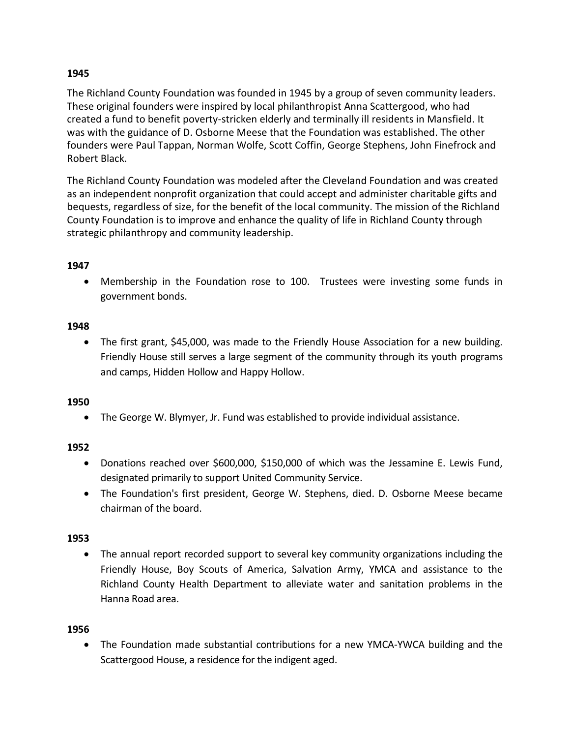**1945**

The Richland County Foundation was founded in 1945 by a group of seven community leaders. These original founders were inspired by local philanthropist Anna Scattergood, who had created a fund to benefit poverty-stricken elderly and terminally ill residents in Mansfield. It was with the guidance of D. Osborne Meese that the Foundation was established. The other founders were Paul Tappan, Norman Wolfe, Scott Coffin, George Stephens, John Finefrock and Robert Black.

The Richland County Foundation was modeled after the Cleveland Foundation and was created as an independent nonprofit organization that could accept and administer charitable gifts and bequests, regardless of size, for the benefit of the local community. The mission of the Richland County Foundation is to improve and enhance the quality of life in Richland County through strategic philanthropy and community leadership.

**1947**

- Membership in the Foundation rose to 100. Trustees were investing some funds in government bonds.

**1948**

- The first grant, $45,000, was made to the Friendly House Association for a new building. Friendly House still serves a large segment of the community through its youth programs and camps, Hidden Hollow and Happy Hollow.

**1950**

- The George W. Blymyer, Jr. Fund was established to provide individual assistance.

**1952**

- Donations reached over $600,000, $150,000 of which was the Jessamine E. Lewis Fund, designated primarily to support United Community Service.
- The Foundation's first president, George W. Stephens, died. D. Osborne Meese became chairman of the board.

**1953**

- The annual report recorded support to several key community organizations including the Friendly House, Boy Scouts of America, Salvation Army, YMCA and assistance to the Richland County Health Department to alleviate water and sanitation problems in the Hanna Road area.

**1956**

- The Foundation made substantial contributions for a new YMCA-YWCA building and the Scattergood House, a residence for the indigent aged.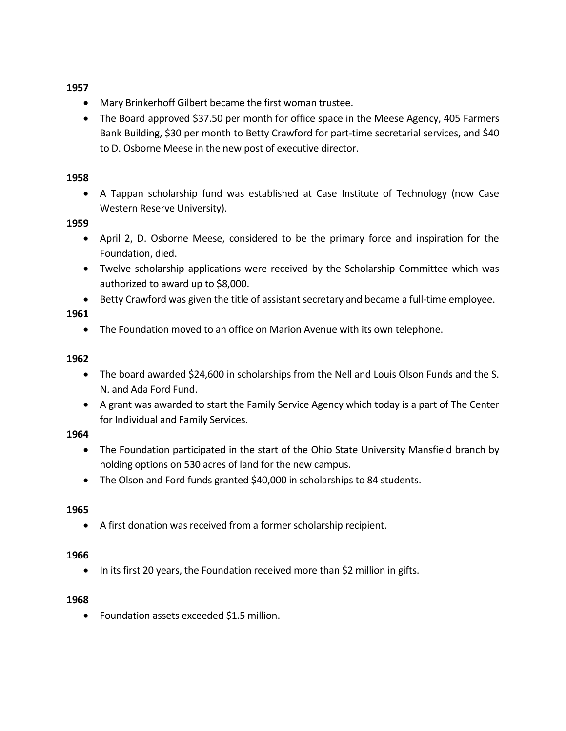**1957**

- Mary Brinkerhoff Gilbert became the first woman trustee.
- The Board approved $37.50 per month for office space in the Meese Agency, 405 Farmers Bank Building, $30 per month to Betty Crawford for part-time secretarial services, and $40 to D. Osborne Meese in the new post of executive director.

**1958**

- A Tappan scholarship fund was established at Case Institute of Technology (now Case Western Reserve University).

**1959**

- April 2, D. Osborne Meese, considered to be the primary force and inspiration for the Foundation, died.
- Twelve scholarship applications were received by the Scholarship Committee which was authorized to award up to $8,000.
- Betty Crawford was given the title of assistant secretary and became a full-time employee.

**1961**

- The Foundation moved to an office on Marion Avenue with its own telephone.

**1962**

- The board awarded $24,600 in scholarships from the Nell and Louis Olson Funds and the S. N. and Ada Ford Fund.
- A grant was awarded to start the Family Service Agency which today is a part of The Center for Individual and Family Services.

**1964**

- The Foundation participated in the start of the Ohio State University Mansfield branch by holding options on 530 acres of land for the new campus.
- The Olson and Ford funds granted $40,000 in scholarships to 84 students.

**1965**

- A first donation was received from a former scholarship recipient.

**1966**

- In its first 20 years, the Foundation received more than $2 million in gifts.

**1968**

- Foundation assets exceeded $1.5 million.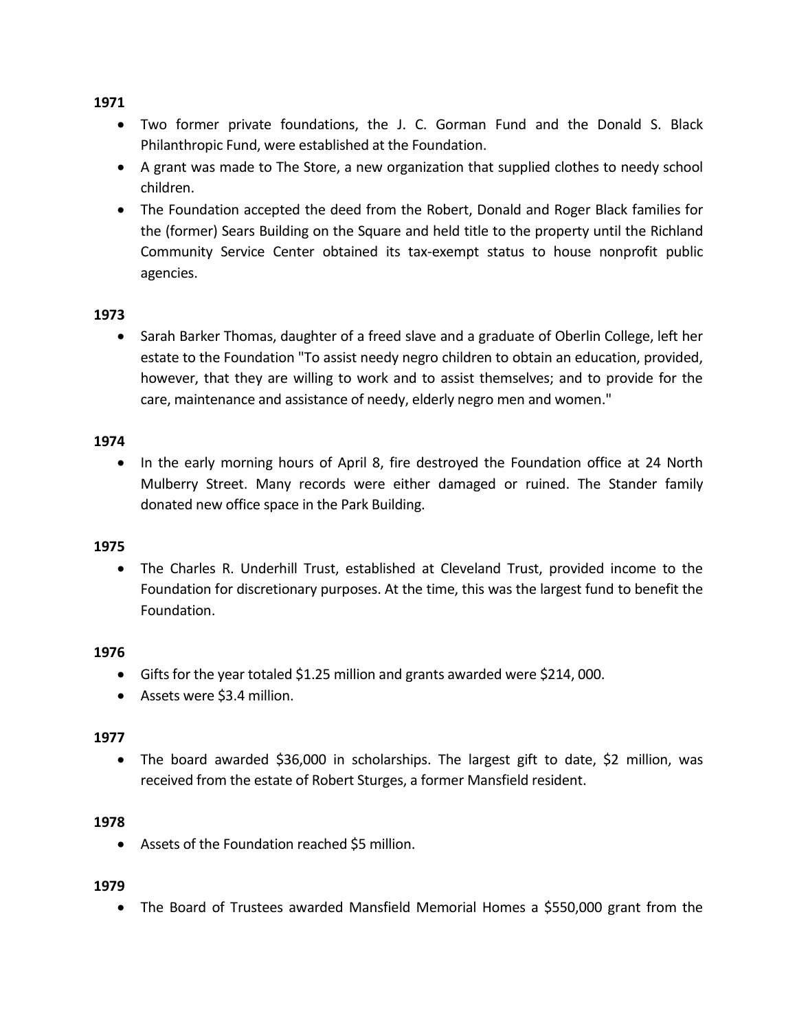**1971**

- Two former private foundations, the J. C. Gorman Fund and the Donald S. Black Philanthropic Fund, were established at the Foundation.
- A grant was made to The Store, a new organization that supplied clothes to needy school children.
- The Foundation accepted the deed from the Robert, Donald and Roger Black families for the (former) Sears Building on the Square and held title to the property until the Richland Community Service Center obtained its tax-exempt status to house nonprofit public agencies.

**1973**

- Sarah Barker Thomas, daughter of a freed slave and a graduate of Oberlin College, left her estate to the Foundation "To assist needy negro children to obtain an education, provided, however, that they are willing to work and to assist themselves; and to provide for the care, maintenance and assistance of needy, elderly negro men and women."

**1974**

- In the early morning hours of April 8, fire destroyed the Foundation office at 24 North Mulberry Street. Many records were either damaged or ruined. The Stander family donated new office space in the Park Building.

**1975**

- The Charles R. Underhill Trust, established at Cleveland Trust, provided income to the Foundation for discretionary purposes. At the time, this was the largest fund to benefit the Foundation.

**1976**

- Gifts for the year totaled $1.25 million and grants awarded were $214, 000.
- Assets were $3.4 million.

**1977**

- The board awarded $36,000 in scholarships. The largest gift to date, $2 million, was received from the estate of Robert Sturges, a former Mansfield resident.

**1978**

- Assets of the Foundation reached $5 million.

**1979**

- The Board of Trustees awarded Mansfield Memorial Homes a $550,000 grant from the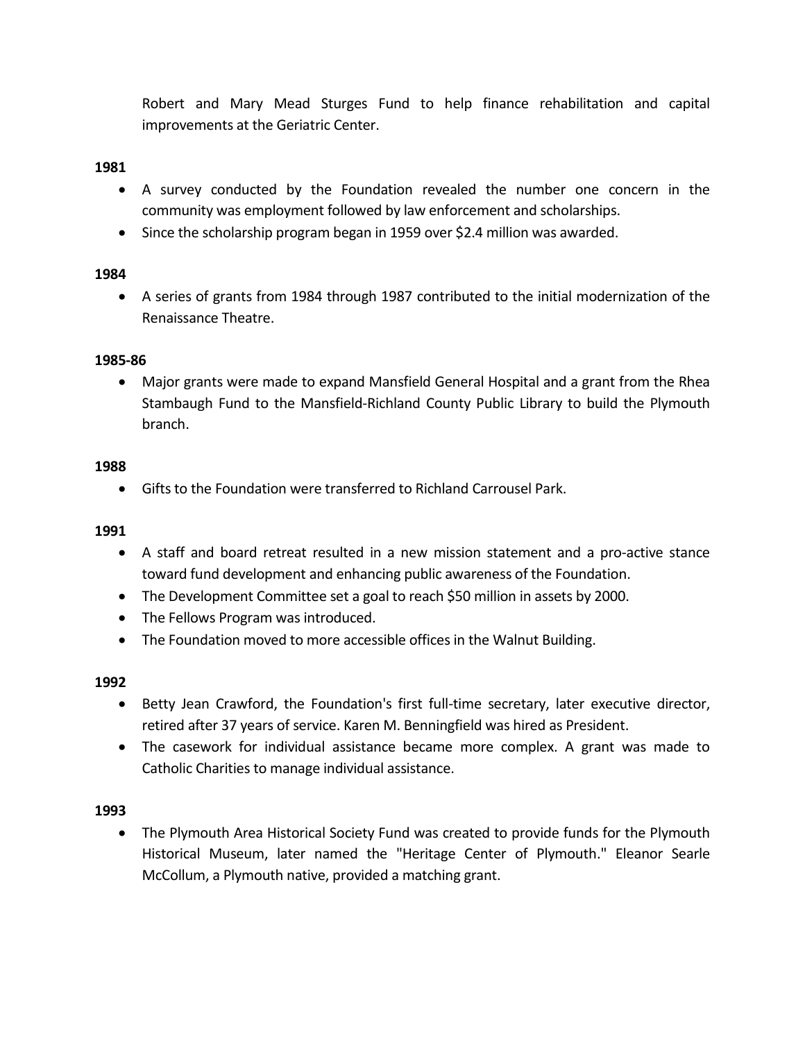Robert and Mary Mead Sturges Fund to help finance rehabilitation and capital improvements at the Geriatric Center.

**1981**

- A survey conducted by the Foundation revealed the number one concern in the community was employment followed by law enforcement and scholarships.
- Since the scholarship program began in 1959 over $2.4 million was awarded.

**1984**

- A series of grants from 1984 through 1987 contributed to the initial modernization of the Renaissance Theatre.

**1985-86**

- Major grants were made to expand Mansfield General Hospital and a grant from the Rhea Stambaugh Fund to the Mansfield-Richland County Public Library to build the Plymouth branch.

**1988**

- Gifts to the Foundation were transferred to Richland Carrousel Park.

**1991**

- A staff and board retreat resulted in a new mission statement and a pro-active stance toward fund development and enhancing public awareness of the Foundation.
- The Development Committee set a goal to reach $50 million in assets by 2000.
- The Fellows Program was introduced.
- The Foundation moved to more accessible offices in the Walnut Building.

**1992**

- Betty Jean Crawford, the Foundation's first full-time secretary, later executive director, retired after 37 years of service. Karen M. Benningfield was hired as President.
- The casework for individual assistance became more complex. A grant was made to Catholic Charities to manage individual assistance.

**1993**

- The Plymouth Area Historical Society Fund was created to provide funds for the Plymouth Historical Museum, later named the "Heritage Center of Plymouth." Eleanor Searle McCollum, a Plymouth native, provided a matching grant.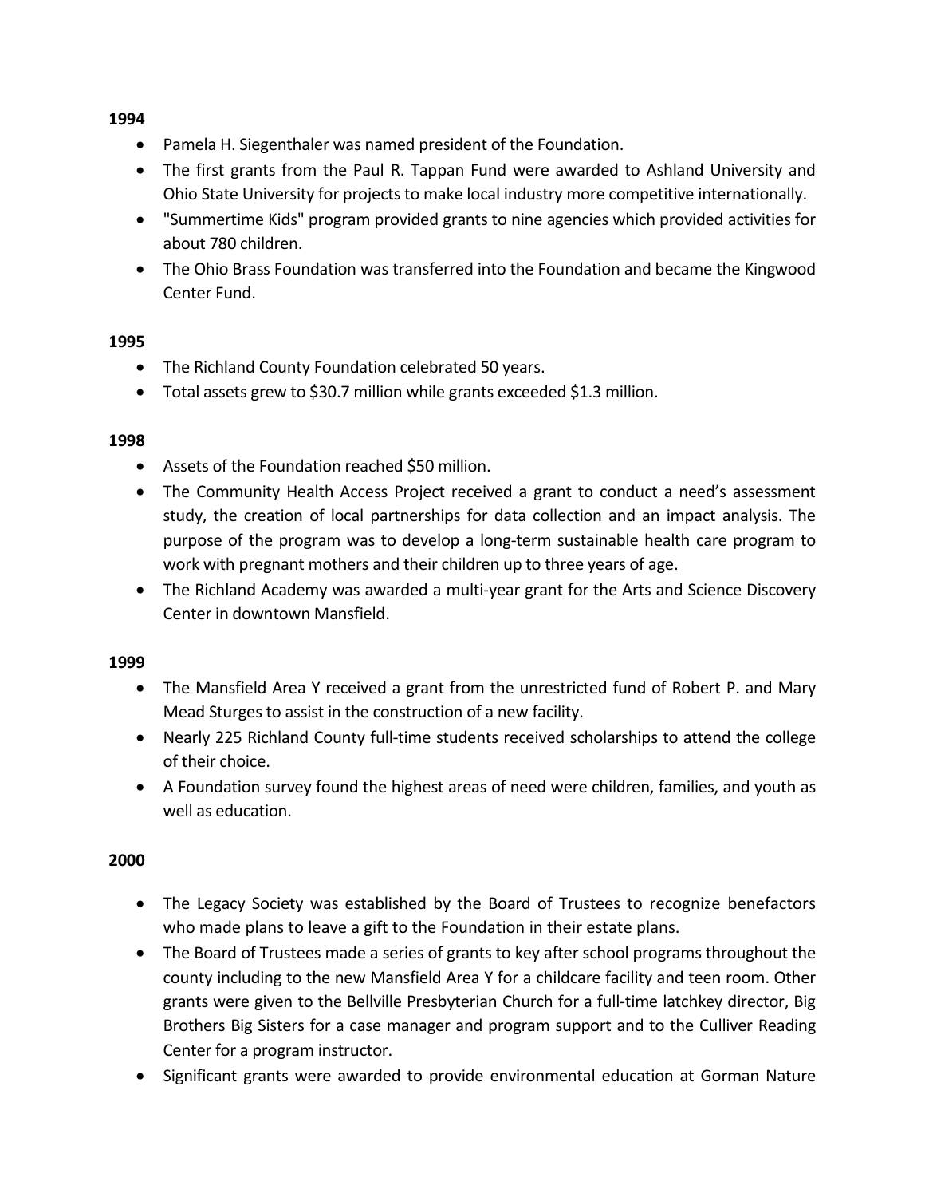**1994**

- Pamela H. Siegenthaler was named president of the Foundation.
- The first grants from the Paul R. Tappan Fund were awarded to Ashland University and Ohio State University for projects to make local industry more competitive internationally.
- "Summertime Kids" program provided grants to nine agencies which provided activities for about 780 children.
- The Ohio Brass Foundation was transferred into the Foundation and became the Kingwood Center Fund.

**1995**

- The Richland County Foundation celebrated 50 years.
- Total assets grew to $30.7 million while grants exceeded $1.3 million.

**1998**

- Assets of the Foundation reached $50 million.
- The Community Health Access Project received a grant to conduct a need's assessment study, the creation of local partnerships for data collection and an impact analysis. The purpose of the program was to develop a long-term sustainable health care program to work with pregnant mothers and their children up to three years of age.
- The Richland Academy was awarded a multi-year grant for the Arts and Science Discovery Center in downtown Mansfield.

**1999**

- The Mansfield Area Y received a grant from the unrestricted fund of Robert P. and Mary Mead Sturges to assist in the construction of a new facility.
- Nearly 225 Richland County full-time students received scholarships to attend the college of their choice.
- A Foundation survey found the highest areas of need were children, families, and youth as well as education.

**2000**

- The Legacy Society was established by the Board of Trustees to recognize benefactors who made plans to leave a gift to the Foundation in their estate plans.
- The Board of Trustees made a series of grants to key after school programs throughout the county including to the new Mansfield Area Y for a childcare facility and teen room. Other grants were given to the Bellville Presbyterian Church for a full-time latchkey director, Big Brothers Big Sisters for a case manager and program support and to the Culliver Reading Center for a program instructor.
- Significant grants were awarded to provide environmental education at Gorman Nature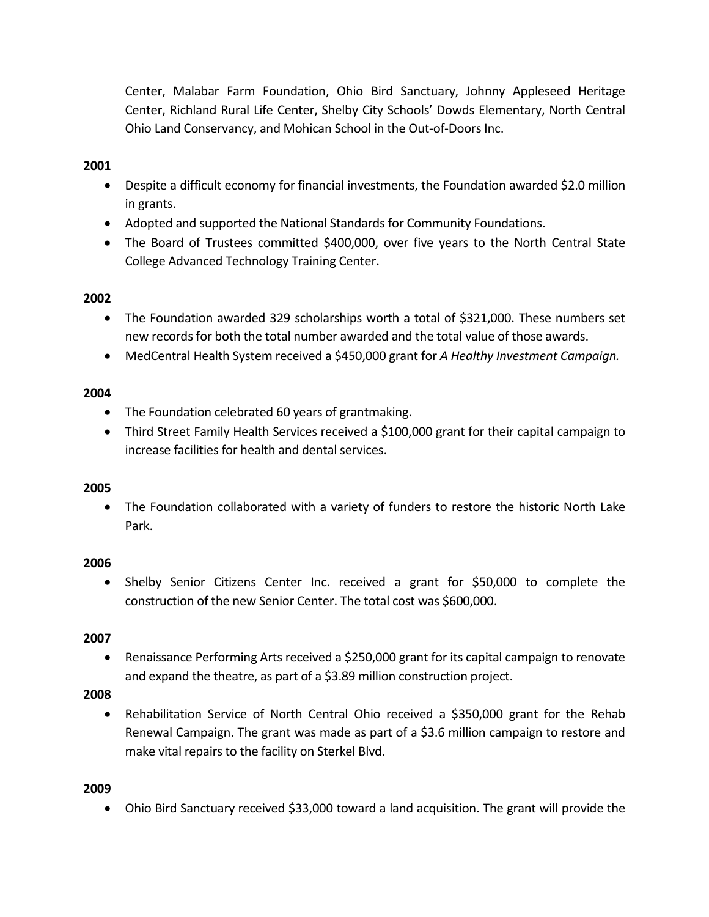Center, Malabar Farm Foundation, Ohio Bird Sanctuary, Johnny Appleseed Heritage Center, Richland Rural Life Center, Shelby City Schools' Dowds Elementary, North Central Ohio Land Conservancy, and Mohican School in the Out-of-Doors Inc.

**2001**

- Despite a difficult economy for financial investments, the Foundation awarded $2.0 million in grants.
- Adopted and supported the National Standards for Community Foundations.
- The Board of Trustees committed $400,000, over five years to the North Central State College Advanced Technology Training Center.

**2002**

- The Foundation awarded 329 scholarships worth a total of $321,000. These numbers set new records for both the total number awarded and the total value of those awards.
- MedCentral Health System received a $450,000 grant for *A Healthy Investment Campaign.*

**2004**

- The Foundation celebrated 60 years of grantmaking.
- Third Street Family Health Services received a $100,000 grant for their capital campaign to increase facilities for health and dental services.

**2005**

- The Foundation collaborated with a variety of funders to restore the historic North Lake Park.

**2006**

- Shelby Senior Citizens Center Inc. received a grant for $50,000 to complete the construction of the new Senior Center. The total cost was $600,000.

**2007**

- Renaissance Performing Arts received a $250,000 grant for its capital campaign to renovate and expand the theatre, as part of a $3.89 million construction project.

**2008**

- Rehabilitation Service of North Central Ohio received a $350,000 grant for the Rehab Renewal Campaign. The grant was made as part of a $3.6 million campaign to restore and make vital repairs to the facility on Sterkel Blvd.

**2009**

- Ohio Bird Sanctuary received $33,000 toward a land acquisition. The grant will provide the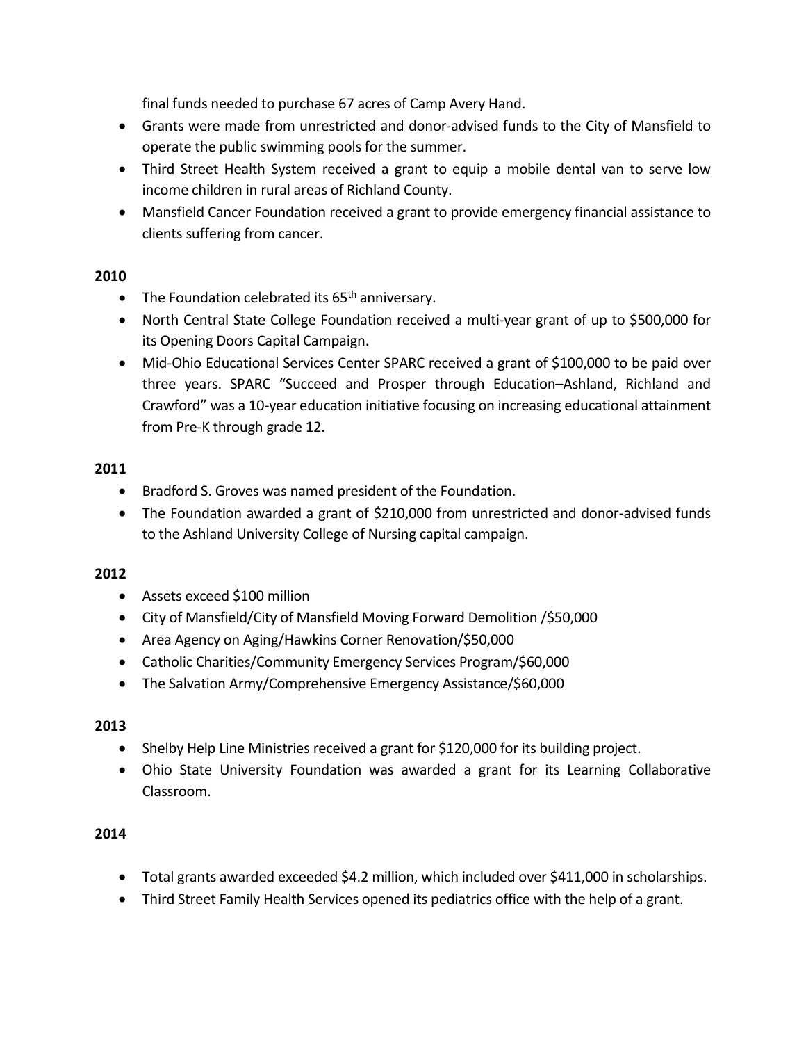final funds needed to purchase 67 acres of Camp Avery Hand.

- Grants were made from unrestricted and donor-advised funds to the City of Mansfield to operate the public swimming pools for the summer.
- Third Street Health System received a grant to equip a mobile dental van to serve low income children in rural areas of Richland County.
- Mansfield Cancer Foundation received a grant to provide emergency financial assistance to clients suffering from cancer.

**2010**

- The Foundation celebrated its 65th anniversary.
- North Central State College Foundation received a multi-year grant of up to $500,000 for its Opening Doors Capital Campaign.
- Mid-Ohio Educational Services Center SPARC received a grant of $100,000 to be paid over three years. SPARC "Succeed and Prosper through Education–Ashland, Richland and Crawford" was a 10-year education initiative focusing on increasing educational attainment from Pre-K through grade 12.

**2011**

- Bradford S. Groves was named president of the Foundation.
- The Foundation awarded a grant of $210,000 from unrestricted and donor-advised funds to the Ashland University College of Nursing capital campaign.

**2012**

- Assets exceed $100 million
- City of Mansfield/City of Mansfield Moving Forward Demolition /$50,000
- Area Agency on Aging/Hawkins Corner Renovation/$50,000
- Catholic Charities/Community Emergency Services Program/$60,000
- The Salvation Army/Comprehensive Emergency Assistance/$60,000

**2013**

- Shelby Help Line Ministries received a grant for $120,000 for its building project.
- Ohio State University Foundation was awarded a grant for its Learning Collaborative Classroom.

**2014**

- Total grants awarded exceeded $4.2 million, which included over $411,000 in scholarships.
- Third Street Family Health Services opened its pediatrics office with the help of a grant.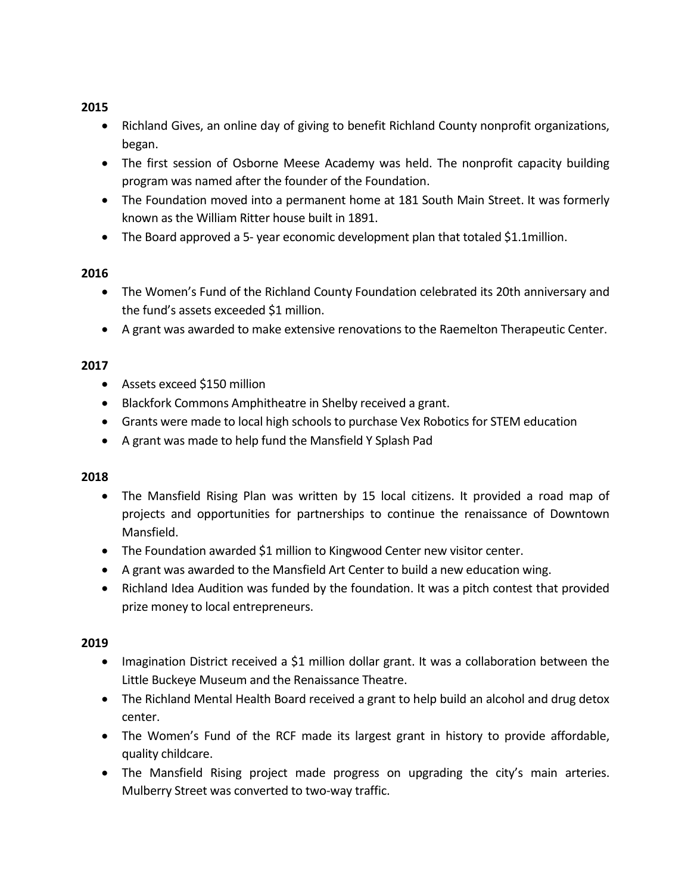**2015**

- Richland Gives, an online day of giving to benefit Richland County nonprofit organizations, began.
- The first session of Osborne Meese Academy was held. The nonprofit capacity building program was named after the founder of the Foundation.
- The Foundation moved into a permanent home at 181 South Main Street. It was formerly known as the William Ritter house built in 1891.
- The Board approved a 5- year economic development plan that totaled $1.1million.

**2016**

- The Women's Fund of the Richland County Foundation celebrated its 20th anniversary and the fund's assets exceeded $1 million.
- A grant was awarded to make extensive renovations to the Raemelton Therapeutic Center.

**2017**

- Assets exceed $150 million
- Blackfork Commons Amphitheatre in Shelby received a grant.
- Grants were made to local high schools to purchase Vex Robotics for STEM education
- A grant was made to help fund the Mansfield Y Splash Pad

**2018**

- The Mansfield Rising Plan was written by 15 local citizens. It provided a road map of projects and opportunities for partnerships to continue the renaissance of Downtown Mansfield.
- The Foundation awarded $1 million to Kingwood Center new visitor center.
- A grant was awarded to the Mansfield Art Center to build a new education wing.
- Richland Idea Audition was funded by the foundation. It was a pitch contest that provided prize money to local entrepreneurs.

**2019**

- Imagination District received a $1 million dollar grant. It was a collaboration between the Little Buckeye Museum and the Renaissance Theatre.
- The Richland Mental Health Board received a grant to help build an alcohol and drug detox center.
- The Women's Fund of the RCF made its largest grant in history to provide affordable, quality childcare.
- The Mansfield Rising project made progress on upgrading the city's main arteries. Mulberry Street was converted to two-way traffic.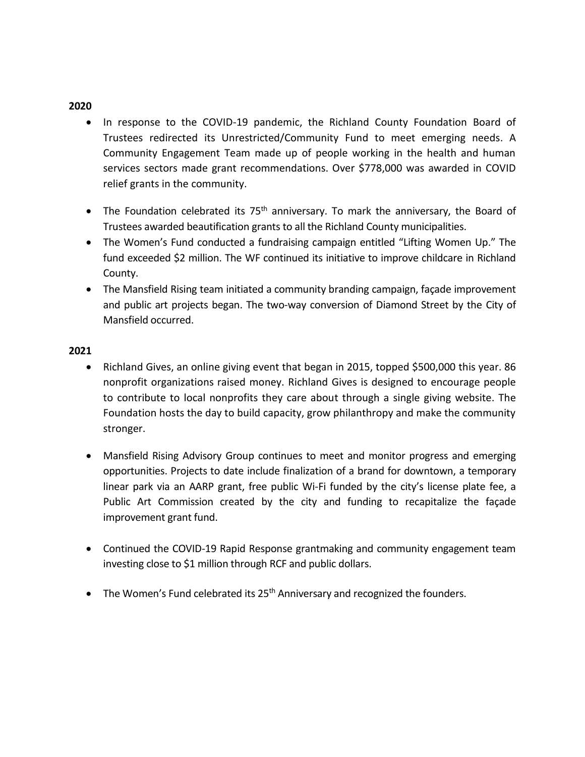**2020**

- In response to the COVID-19 pandemic, the Richland County Foundation Board of Trustees redirected its Unrestricted/Community Fund to meet emerging needs. A Community Engagement Team made up of people working in the health and human services sectors made grant recommendations. Over $778,000 was awarded in COVID relief grants in the community.
- The Foundation celebrated its 75th anniversary. To mark the anniversary, the Board of Trustees awarded beautification grants to all the Richland County municipalities.
- The Women's Fund conducted a fundraising campaign entitled "Lifting Women Up." The fund exceeded $2 million. The WF continued its initiative to improve childcare in Richland County.
- The Mansfield Rising team initiated a community branding campaign, façade improvement and public art projects began. The two-way conversion of Diamond Street by the City of Mansfield occurred.

**2021**

- Richland Gives, an online giving event that began in 2015, topped $500,000 this year. 86 nonprofit organizations raised money. Richland Gives is designed to encourage people to contribute to local nonprofits they care about through a single giving website. The Foundation hosts the day to build capacity, grow philanthropy and make the community stronger.
- Mansfield Rising Advisory Group continues to meet and monitor progress and emerging opportunities. Projects to date include finalization of a brand for downtown, a temporary linear park via an AARP grant, free public Wi-Fi funded by the city's license plate fee, a Public Art Commission created by the city and funding to recapitalize the façade improvement grant fund.
- Continued the COVID-19 Rapid Response grantmaking and community engagement team investing close to $1 million through RCF and public dollars.
- The Women's Fund celebrated its 25th Anniversary and recognized the founders.